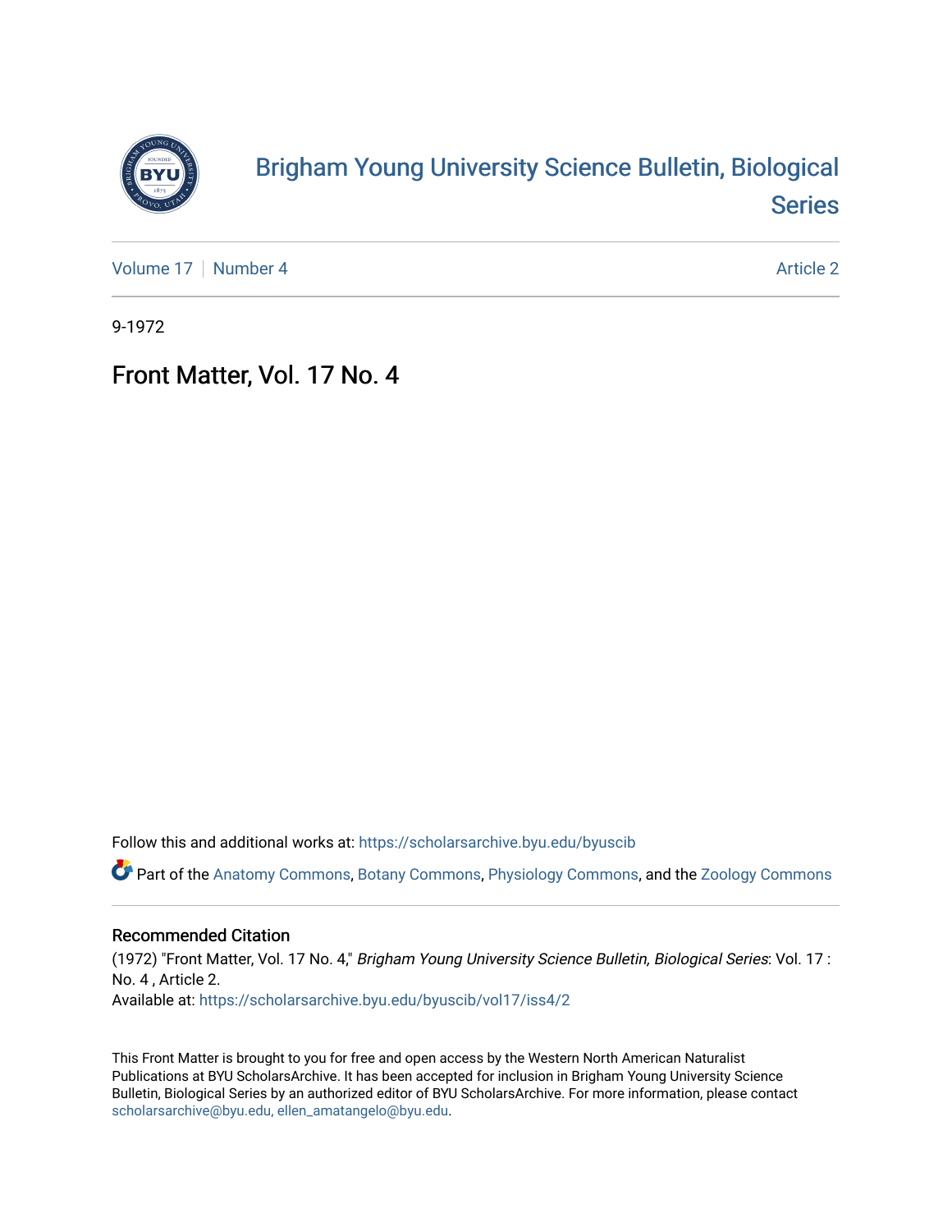# Brigham Young University Science Bulletin, Biological Series

Volume 17 | Number 4 Article 2

9-1972

## Front Matter, Vol. 17 No. 4

Follow this and additional works at: https://scholarsarchive.byu.edu/byuscib

Part of the Anatomy Commons, Botany Commons, Physiology Commons, and the Zoology Commons

### Recommended Citation

(1972) "Front Matter, Vol. 17 No. 4," *Brigham Young University Science Bulletin, Biological Series*: Vol. 17 : No. 4 , Article 2.
Available at: https://scholarsarchive.byu.edu/byuscib/vol17/iss4/2

This Front Matter is brought to you for free and open access by the Western North American Naturalist Publications at BYU ScholarsArchive. It has been accepted for inclusion in Brigham Young University Science Bulletin, Biological Series by an authorized editor of BYU ScholarsArchive. For more information, please contact scholarsarchive@byu.edu, ellen_amatangelo@byu.edu.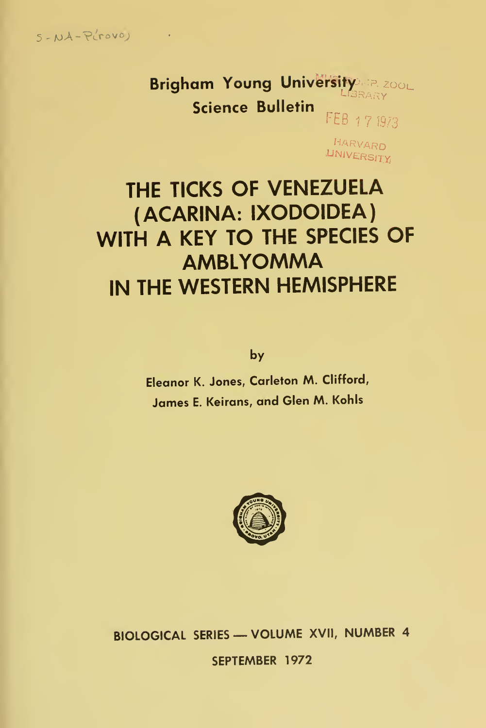S-NA-Provo

**Brigham Young University**
**Science Bulletin**

MUS. COMP. ZOOL. LIBRARY

FEB 17 1973

HARVARD UNIVERSITY

# THE TICKS OF VENEZUELA (ACARINA: IXODOIDEA) WITH A KEY TO THE SPECIES OF AMBLYOMMA IN THE WESTERN HEMISPHERE

by

**Eleanor K. Jones, Carleton M. Clifford, James E. Keirans, and Glen M. Kohls**

**BIOLOGICAL SERIES — VOLUME XVII, NUMBER 4**

**SEPTEMBER 1972**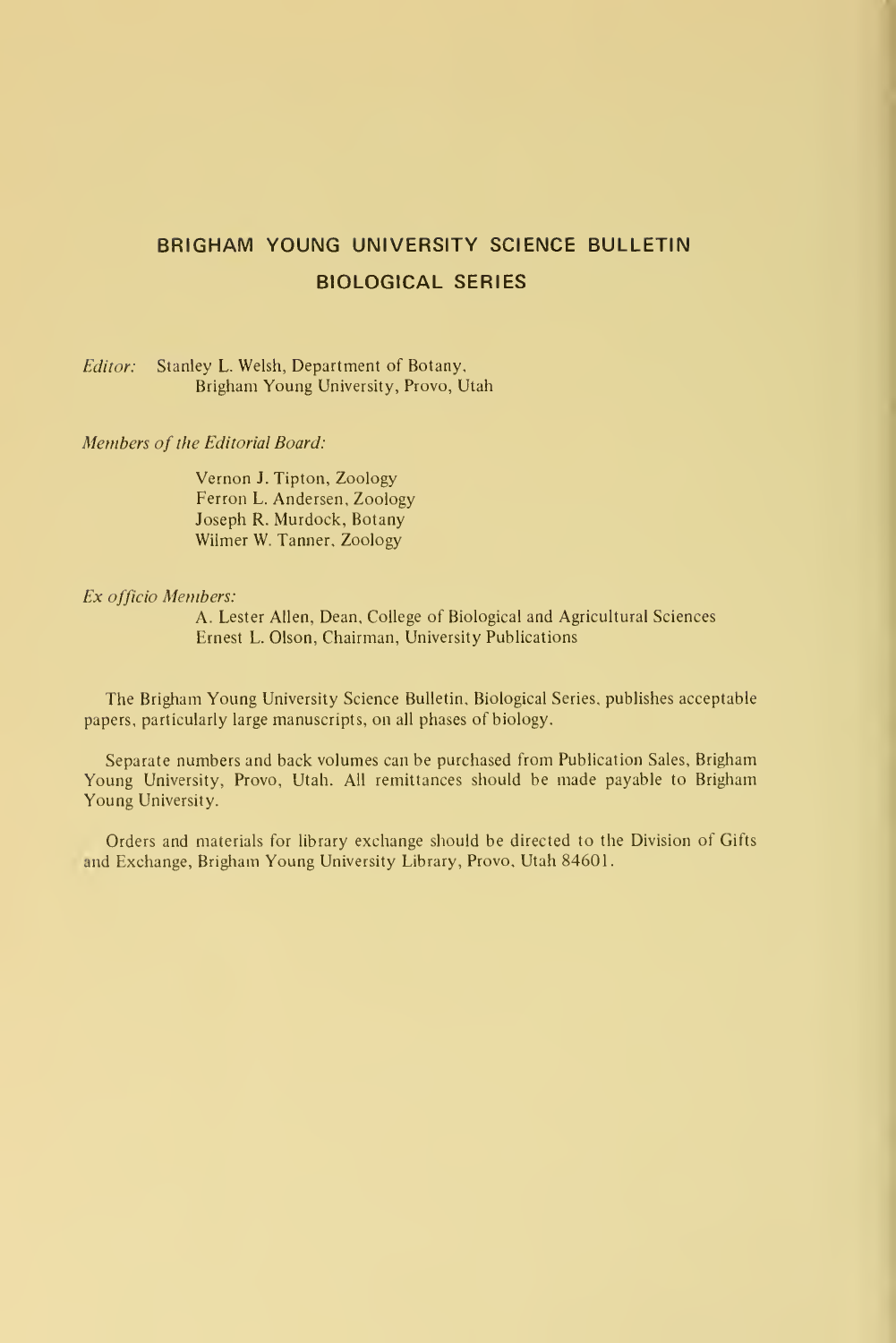# BRIGHAM YOUNG UNIVERSITY SCIENCE BULLETIN

## BIOLOGICAL SERIES

*Editor:* Stanley L. Welsh, Department of Botany, Brigham Young University, Provo, Utah

*Members of the Editorial Board:*

Vernon J. Tipton, Zoology
Ferron L. Andersen, Zoology
Joseph R. Murdock, Botany
Wilmer W. Tanner, Zoology

*Ex officio Members:*

A. Lester Allen, Dean, College of Biological and Agricultural Sciences
Ernest L. Olson, Chairman, University Publications

The Brigham Young University Science Bulletin, Biological Series, publishes acceptable papers, particularly large manuscripts, on all phases of biology.

Separate numbers and back volumes can be purchased from Publication Sales, Brigham Young University, Provo, Utah. All remittances should be made payable to Brigham Young University.

Orders and materials for library exchange should be directed to the Division of Gifts and Exchange, Brigham Young University Library, Provo, Utah 84601.